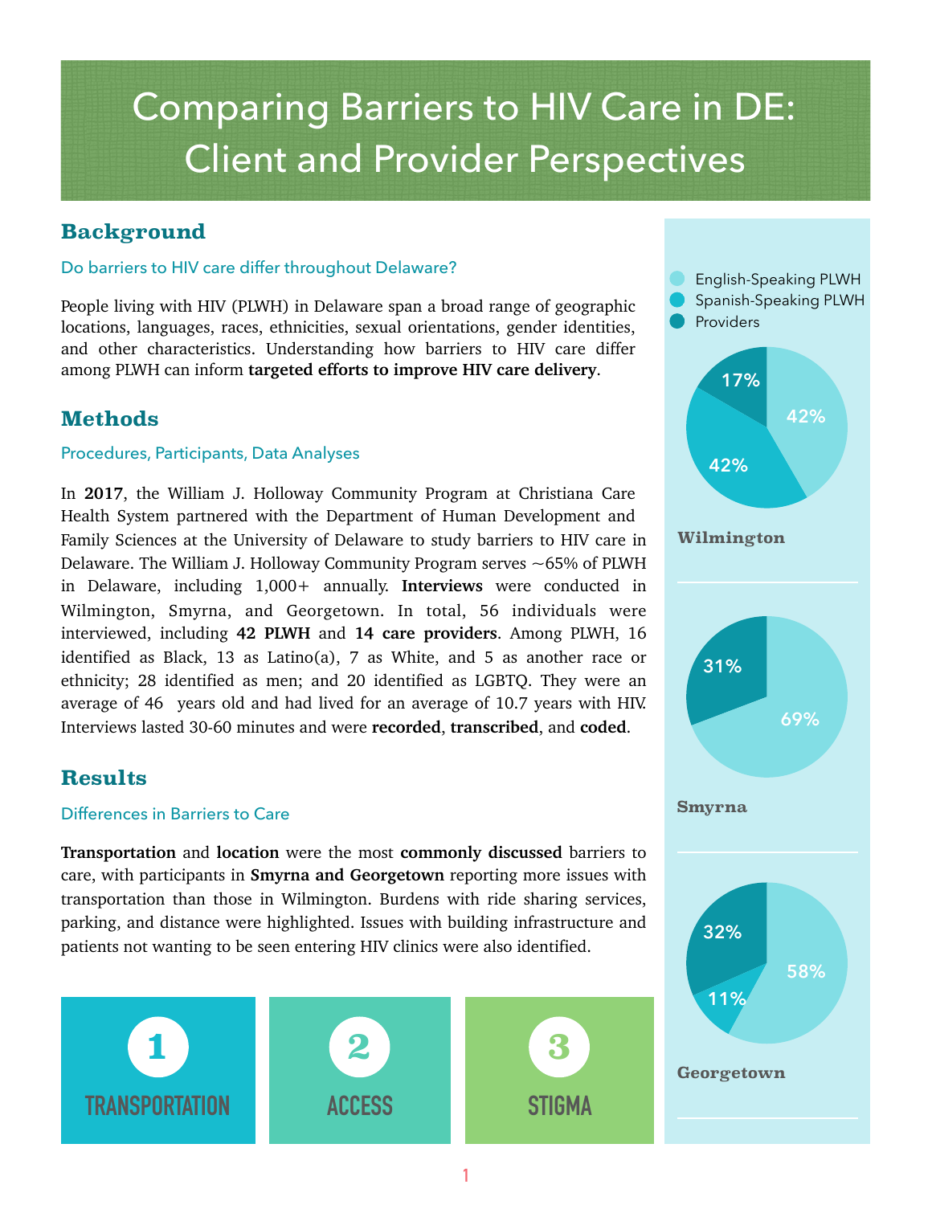# Comparing Barriers to HIV Care in DE: Client and Provider Perspectives

## Background

### Do barriers to HIV care differ throughout Delaware?

People living with HIV (PLWH) in Delaware span a broad range of geographic locations, languages, races, ethnicities, sexual orientations, gender identities, and other characteristics. Understanding how barriers to HIV care differ among PLWH can inform **targeted efforts to improve HIV care delivery**.

## Methods

### Procedures, Participants, Data Analyses

In **2017**, the William J. Holloway Community Program at Christiana Care Health System partnered with the Department of Human Development and Family Sciences at the University of Delaware to study barriers to HIV care in Delaware. The William J. Holloway Community Program serves ~65% of PLWH in Delaware, including 1,000+ annually. **Interviews** were conducted in Wilmington, Smyrna, and Georgetown. In total, 56 individuals were interviewed, including **42 PLWH** and **14 care providers**. Among PLWH, 16 identified as Black, 13 as Latino(a), 7 as White, and 5 as another race or ethnicity; 28 identified as men; and 20 identified as LGBTQ. They were an average of 46 years old and had lived for an average of 10.7 years with HIV. Interviews lasted 30-60 minutes and were **recorded**, **transcribed**, and **coded**.

## Results

### Differences in Barriers to Care

**Transportation** and **location** were the most **commonly discussed** barriers to care, with participants in **Smyrna and Georgetown** reporting more issues with transportation than those in Wilmington. Burdens with ride sharing services, parking, and distance were highlighted. Issues with building infrastructure and patients not wanting to be seen entering HIV clinics were also identified.

1. TRANSPORTATION
2. ACCESS
3. STIGMA

| Location | English-Speaking PLWH | Spanish-Speaking PLWH | Providers |
| --- | --- | --- | --- |
| Wilmington | 42% | 42% | 17% |
| Smyrna | 69% | | 31% |
| Georgetown | 58% | 11% | 32% |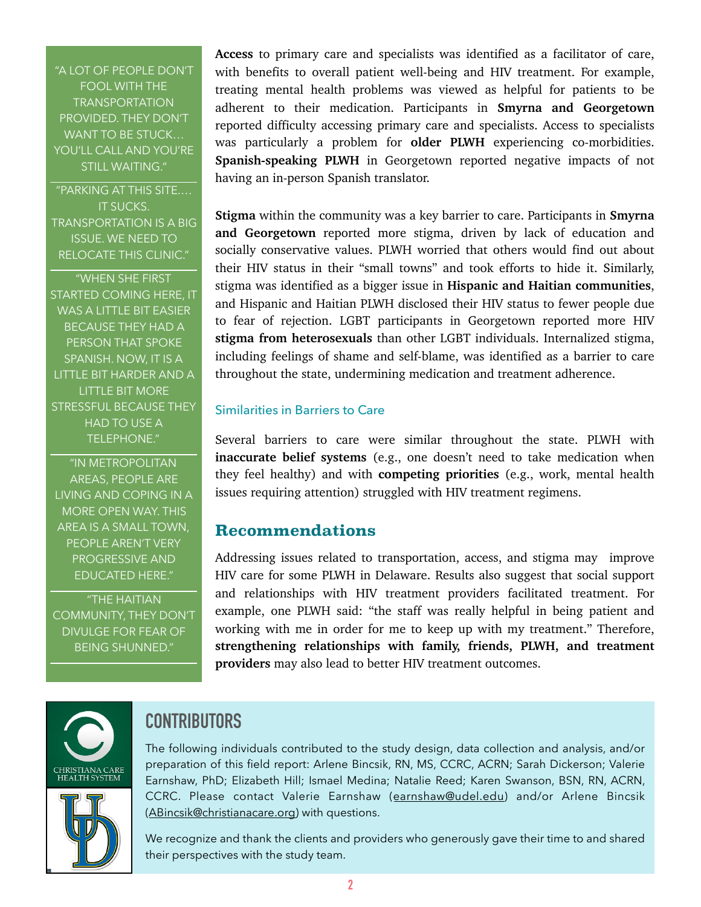"A LOT OF PEOPLE DON'T FOOL WITH THE TRANSPORTATION PROVIDED. THEY DON'T WANT TO BE STUCK… YOU'LL CALL AND YOU'RE STILL WAITING."

"PARKING AT THIS SITE…. IT SUCKS. TRANSPORTATION IS A BIG ISSUE. WE NEED TO RELOCATE THIS CLINIC."

"WHEN SHE FIRST STARTED COMING HERE, IT WAS A LITTLE BIT EASIER BECAUSE THEY HAD A PERSON THAT SPOKE SPANISH. NOW, IT IS A LITTLE BIT HARDER AND A LITTLE BIT MORE STRESSFUL BECAUSE THEY HAD TO USE A TELEPHONE."

"IN METROPOLITAN AREAS, PEOPLE ARE LIVING AND COPING IN A MORE OPEN WAY. THIS AREA IS A SMALL TOWN, PEOPLE AREN'T VERY PROGRESSIVE AND EDUCATED HERE."

"THE HAITIAN COMMUNITY, THEY DON'T DIVULGE FOR FEAR OF BEING SHUNNED."

**Access** to primary care and specialists was identified as a facilitator of care, with benefits to overall patient well-being and HIV treatment. For example, treating mental health problems was viewed as helpful for patients to be adherent to their medication. Participants in **Smyrna and Georgetown** reported difficulty accessing primary care and specialists. Access to specialists was particularly a problem for **older PLWH** experiencing co-morbidities. **Spanish-speaking PLWH** in Georgetown reported negative impacts of not having an in-person Spanish translator.

**Stigma** within the community was a key barrier to care. Participants in **Smyrna and Georgetown** reported more stigma, driven by lack of education and socially conservative values. PLWH worried that others would find out about their HIV status in their "small towns" and took efforts to hide it. Similarly, stigma was identified as a bigger issue in **Hispanic and Haitian communities**, and Hispanic and Haitian PLWH disclosed their HIV status to fewer people due to fear of rejection. LGBT participants in Georgetown reported more HIV **stigma from heterosexuals** than other LGBT individuals. Internalized stigma, including feelings of shame and self-blame, was identified as a barrier to care throughout the state, undermining medication and treatment adherence.

### Similarities in Barriers to Care

Several barriers to care were similar throughout the state. PLWH with **inaccurate belief systems** (e.g., one doesn't need to take medication when they feel healthy) and with **competing priorities** (e.g., work, mental health issues requiring attention) struggled with HIV treatment regimens.

## Recommendations

Addressing issues related to transportation, access, and stigma may improve HIV care for some PLWH in Delaware. Results also suggest that social support and relationships with HIV treatment providers facilitated treatment. For example, one PLWH said: "the staff was really helpful in being patient and working with me in order for me to keep up with my treatment." Therefore, **strengthening relationships with family, friends, PLWH, and treatment providers** may also lead to better HIV treatment outcomes.

CHRISTIANA CARE HEALTH SYSTEM

## CONTRIBUTORS

The following individuals contributed to the study design, data collection and analysis, and/or preparation of this field report: Arlene Bincsik, RN, MS, CCRC, ACRN; Sarah Dickerson; Valerie Earnshaw, PhD; Elizabeth Hill; Ismael Medina; Natalie Reed; Karen Swanson, BSN, RN, ACRN, CCRC. Please contact Valerie Earnshaw (earnshaw@udel.edu) and/or Arlene Bincsik (ABincsik@christianacare.org) with questions.

We recognize and thank the clients and providers who generously gave their time to and shared their perspectives with the study team.